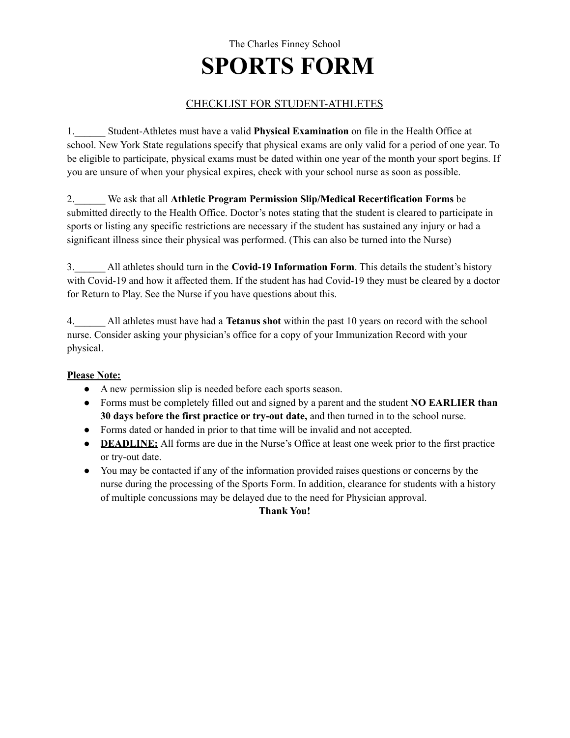The Charles Finney School

# SPORTS FORM

## CHECKLIST FOR STUDENT-ATHLETES

1.______ Student-Athletes must have a valid **Physical Examination** on file in the Health Office at school. New York State regulations specify that physical exams are only valid for a period of one year. To be eligible to participate, physical exams must be dated within one year of the month your sport begins. If you are unsure of when your physical expires, check with your school nurse as soon as possible.

2.______ We ask that all **Athletic Program Permission Slip/Medical Recertification Forms** be submitted directly to the Health Office. Doctor's notes stating that the student is cleared to participate in sports or listing any specific restrictions are necessary if the student has sustained any injury or had a significant illness since their physical was performed. (This can also be turned into the Nurse)

3.______ All athletes should turn in the **Covid-19 Information Form**. This details the student's history with Covid-19 and how it affected them. If the student has had Covid-19 they must be cleared by a doctor for Return to Play. See the Nurse if you have questions about this.

4.______ All athletes must have had a **Tetanus shot** within the past 10 years on record with the school nurse. Consider asking your physician's office for a copy of your Immunization Record with your physical.

**Please Note:**

- A new permission slip is needed before each sports season.
- Forms must be completely filled out and signed by a parent and the student **NO EARLIER than 30 days before the first practice or try-out date,** and then turned in to the school nurse.
- Forms dated or handed in prior to that time will be invalid and not accepted.
- **DEADLINE:** All forms are due in the Nurse's Office at least one week prior to the first practice or try-out date.
- You may be contacted if any of the information provided raises questions or concerns by the nurse during the processing of the Sports Form. In addition, clearance for students with a history of multiple concussions may be delayed due to the need for Physician approval.

**Thank You!**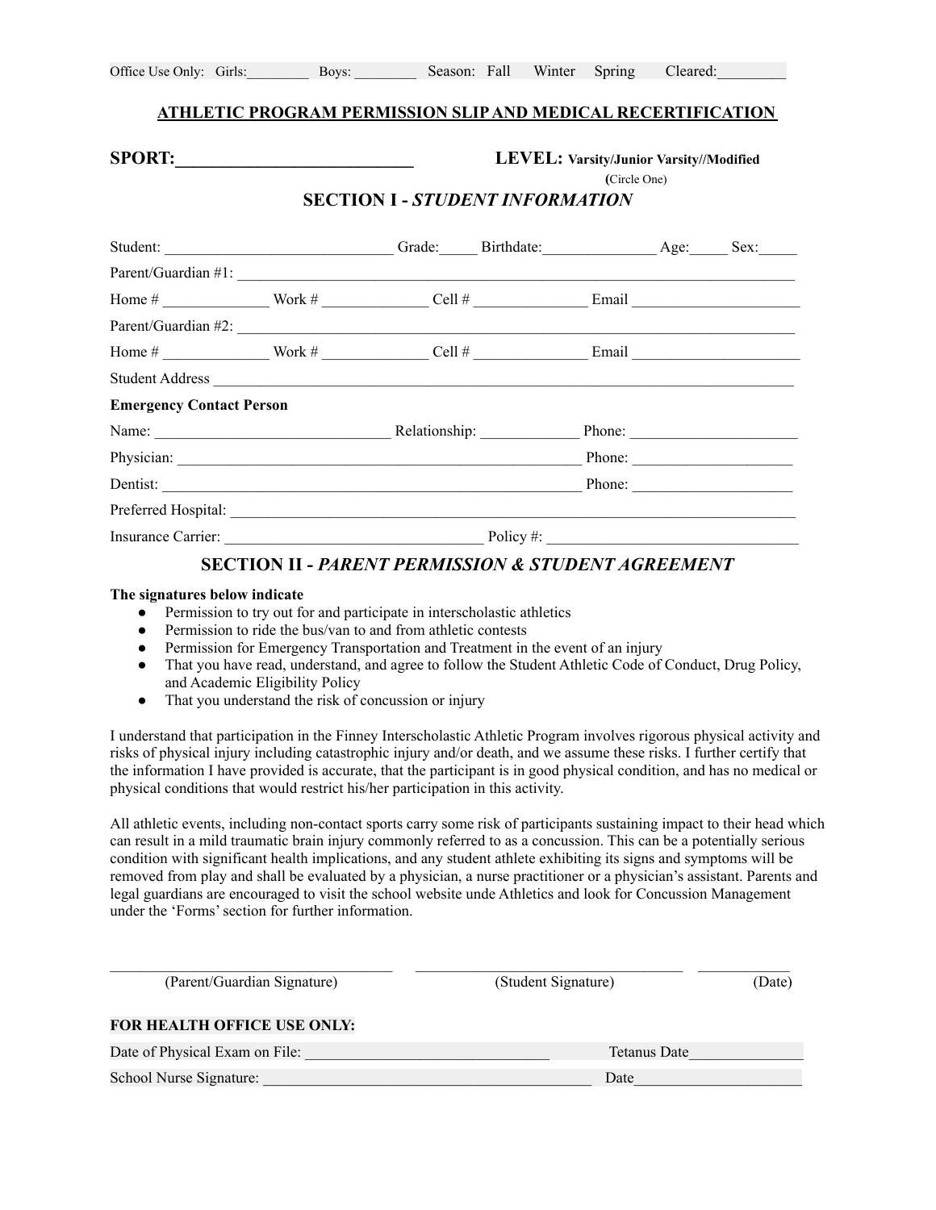Office Use Only: Girls:________ Boys: ________ Season: Fall Winter Spring Cleared:_________

**ATHLETIC PROGRAM PERMISSION SLIP AND MEDICAL RECERTIFICATION**

**SPORT:__________________________** **LEVEL: Varsity/Junior Varsity//Modified**
**(**Circle One)

## SECTION I - *STUDENT INFORMATION*

Student: ____________________________ Grade:_____ Birthdate:______________ Age:_____ Sex:_____

Parent/Guardian #1: ________________________________________________________________________

Home # _____________ Work # _____________ Cell # ______________ Email _____________________

Parent/Guardian #2: ________________________________________________________________________

Home # _____________ Work # _____________ Cell # ______________ Email _____________________

Student Address ____________________________________________________________________________

**Emergency Contact Person**

Name: ______________________________ Relationship: ____________ Phone: _____________________

Physician: ___________________________________________________ Phone: _____________________

Dentist: _____________________________________________________ Phone: _____________________

Preferred Hospital: ________________________________________________________________________

Insurance Carrier: _________________________________ Policy #: ______________________________

## SECTION II - *PARENT PERMISSION & STUDENT AGREEMENT*

**The signatures below indicate**

- Permission to try out for and participate in interscholastic athletics
- Permission to ride the bus/van to and from athletic contests
- Permission for Emergency Transportation and Treatment in the event of an injury
- That you have read, understand, and agree to follow the Student Athletic Code of Conduct, Drug Policy, and Academic Eligibility Policy
- That you understand the risk of concussion or injury

I understand that participation in the Finney Interscholastic Athletic Program involves rigorous physical activity and risks of physical injury including catastrophic injury and/or death, and we assume these risks. I further certify that the information I have provided is accurate, that the participant is in good physical condition, and has no medical or physical conditions that would restrict his/her participation in this activity.

All athletic events, including non-contact sports carry some risk of participants sustaining impact to their head which can result in a mild traumatic brain injury commonly referred to as a concussion. This can be a potentially serious condition with significant health implications, and any student athlete exhibiting its signs and symptoms will be removed from play and shall be evaluated by a physician, a nurse practitioner or a physician's assistant. Parents and legal guardians are encouraged to visit the school website unde Athletics and look for Concussion Management under the 'Forms' section for further information.

___________________________________ ___________________________________ ____________
(Parent/Guardian Signature) (Student Signature) (Date)

**FOR HEALTH OFFICE USE ONLY:**

Date of Physical Exam on File: _______________________________ Tetanus Date______________

School Nurse Signature: ________________________________________ Date_____________________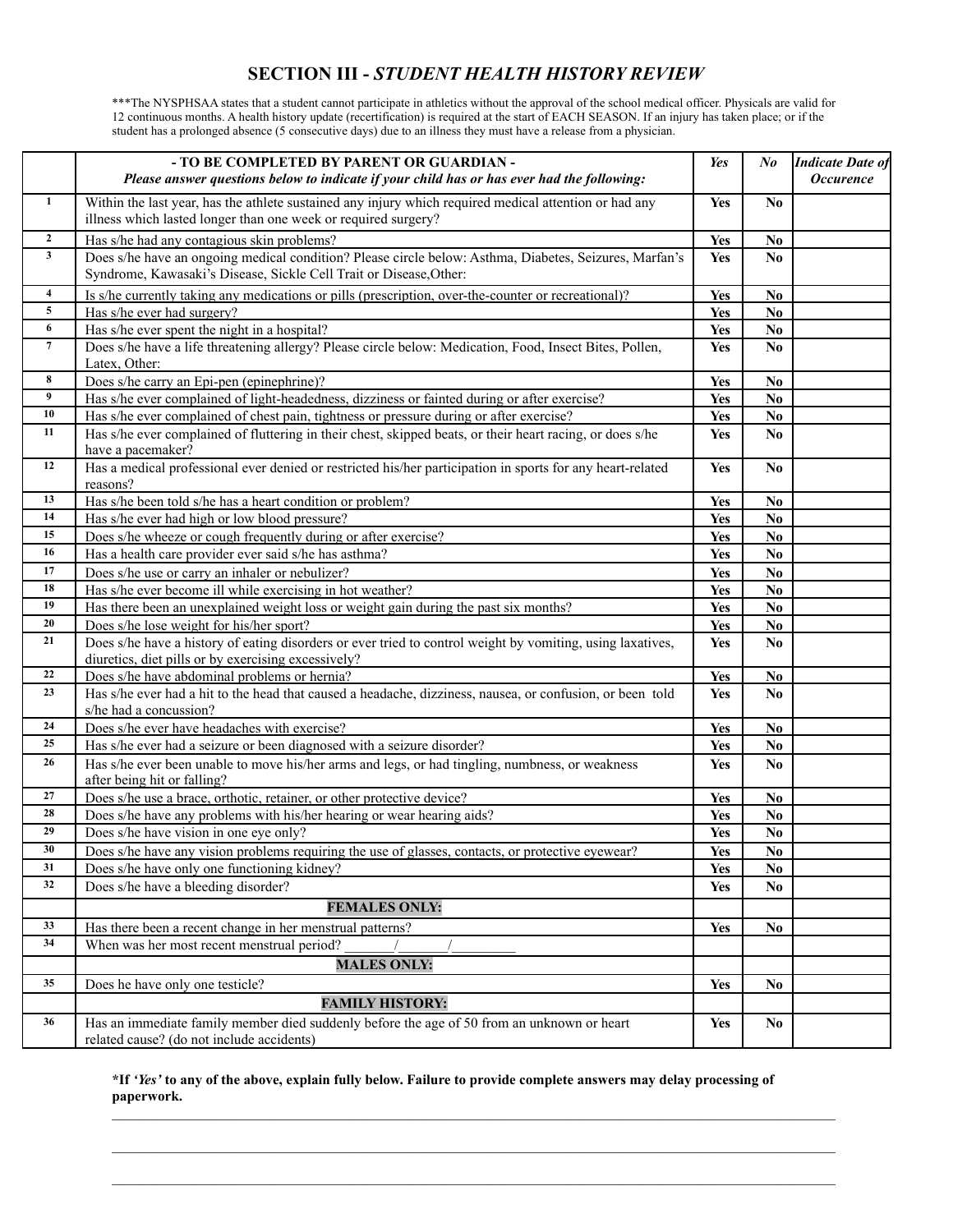# SECTION III - *STUDENT HEALTH HISTORY REVIEW*

***The NYSPHSAA states that a student cannot participate in athletics without the approval of the school medical officer. Physicals are valid for 12 continuous months. A health history update (recertification) is required at the start of EACH SEASON. If an injury has taken place; or if the student has a prolonged absence (5 consecutive days) due to an illness they must have a release from a physician.

| | **- TO BE COMPLETED BY PARENT OR GUARDIAN -** ***Please answer questions below to indicate if your child has or has ever had the following:*** | ***Yes*** | ***No*** | ***Indicate Date of Occurence*** |
|---|---|---|---|---|
| **1** | Within the last year, has the athlete sustained any injury which required medical attention or had any illness which lasted longer than one week or required surgery? | **Yes** | **No** | |
| **2** | Has s/he had any contagious skin problems? | **Yes** | **No** | |
| **3** | Does s/he have an ongoing medical condition? Please circle below: Asthma, Diabetes, Seizures, Marfan's Syndrome, Kawasaki's Disease, Sickle Cell Trait or Disease,Other: | **Yes** | **No** | |
| **4** | Is s/he currently taking any medications or pills (prescription, over-the-counter or recreational)? | **Yes** | **No** | |
| **5** | Has s/he ever had surgery? | **Yes** | **No** | |
| **6** | Has s/he ever spent the night in a hospital? | **Yes** | **No** | |
| **7** | Does s/he have a life threatening allergy? Please circle below: Medication, Food, Insect Bites, Pollen, Latex, Other: | **Yes** | **No** | |
| **8** | Does s/he carry an Epi-pen (epinephrine)? | **Yes** | **No** | |
| **9** | Has s/he ever complained of light-headedness, dizziness or fainted during or after exercise? | **Yes** | **No** | |
| **10** | Has s/he ever complained of chest pain, tightness or pressure during or after exercise? | **Yes** | **No** | |
| **11** | Has s/he ever complained of fluttering in their chest, skipped beats, or their heart racing, or does s/he have a pacemaker? | **Yes** | **No** | |
| **12** | Has a medical professional ever denied or restricted his/her participation in sports for any heart-related reasons? | **Yes** | **No** | |
| **13** | Has s/he been told s/he has a heart condition or problem? | **Yes** | **No** | |
| **14** | Has s/he ever had high or low blood pressure? | **Yes** | **No** | |
| **15** | Does s/he wheeze or cough frequently during or after exercise? | **Yes** | **No** | |
| **16** | Has a health care provider ever said s/he has asthma? | **Yes** | **No** | |
| **17** | Does s/he use or carry an inhaler or nebulizer? | **Yes** | **No** | |
| **18** | Has s/he ever become ill while exercising in hot weather? | **Yes** | **No** | |
| **19** | Has there been an unexplained weight loss or weight gain during the past six months? | **Yes** | **No** | |
| **20** | Does s/he lose weight for his/her sport? | **Yes** | **No** | |
| **21** | Does s/he have a history of eating disorders or ever tried to control weight by vomiting, using laxatives, diuretics, diet pills or by exercising excessively? | **Yes** | **No** | |
| **22** | Does s/he have abdominal problems or hernia? | **Yes** | **No** | |
| **23** | Has s/he ever had a hit to the head that caused a headache, dizziness, nausea, or confusion, or been told s/he had a concussion? | **Yes** | **No** | |
| **24** | Does s/he ever have headaches with exercise? | **Yes** | **No** | |
| **25** | Has s/he ever had a seizure or been diagnosed with a seizure disorder? | **Yes** | **No** | |
| **26** | Has s/he ever been unable to move his/her arms and legs, or had tingling, numbness, or weakness after being hit or falling? | **Yes** | **No** | |
| **27** | Does s/he use a brace, orthotic, retainer, or other protective device? | **Yes** | **No** | |
| **28** | Does s/he have any problems with his/her hearing or wear hearing aids? | **Yes** | **No** | |
| **29** | Does s/he have vision in one eye only? | **Yes** | **No** | |
| **30** | Does s/he have any vision problems requiring the use of glasses, contacts, or protective eyewear? | **Yes** | **No** | |
| **31** | Does s/he have only one functioning kidney? | **Yes** | **No** | |
| **32** | Does s/he have a bleeding disorder? | **Yes** | **No** | |
| | **FEMALES ONLY:** | | | |
| **33** | Has there been a recent change in her menstrual patterns? | **Yes** | **No** | |
| **34** | When was her most recent menstrual period? _______/_______/_________ | | | |
| | **MALES ONLY:** | | | |
| **35** | Does he have only one testicle? | **Yes** | **No** | |
| | **FAMILY HISTORY:** | | | |
| **36** | Has an immediate family member died suddenly before the age of 50 from an unknown or heart related cause? (do not include accidents) | **Yes** | **No** | |

**\*If *'Yes'* to any of the above, explain fully below. Failure to provide complete answers may delay processing of paperwork.**

______________________________________________________________________________________________

______________________________________________________________________________________________

______________________________________________________________________________________________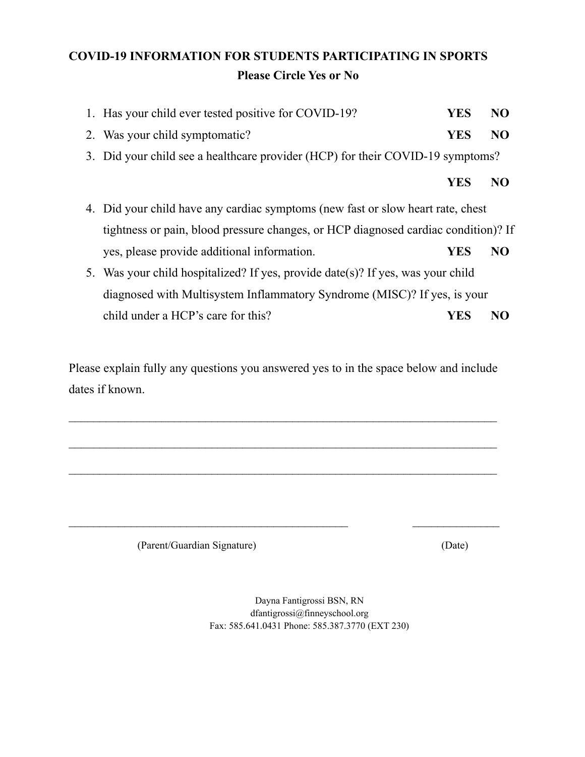**COVID-19 INFORMATION FOR STUDENTS PARTICIPATING IN SPORTS**

**Please Circle Yes or No**

1. Has your child ever tested positive for COVID-19? **YES NO**
2. Was your child symptomatic? **YES NO**
3. Did your child see a healthcare provider (HCP) for their COVID-19 symptoms? **YES NO**
4. Did your child have any cardiac symptoms (new fast or slow heart rate, chest tightness or pain, blood pressure changes, or HCP diagnosed cardiac condition)? If yes, please provide additional information. **YES NO**
5. Was your child hospitalized? If yes, provide date(s)? If yes, was your child diagnosed with Multisystem Inflammatory Syndrome (MISC)? If yes, is your child under a HCP's care for this? **YES NO**

Please explain fully any questions you answered yes to in the space below and include dates if known.

______________________________________________________________________

______________________________________________________________________

______________________________________________________________________

__________________________________________________ _______________

(Parent/Guardian Signature) (Date)

Dayna Fantigrossi BSN, RN
dfantigrossi@finneyschool.org
Fax: 585.641.0431 Phone: 585.387.3770 (EXT 230)